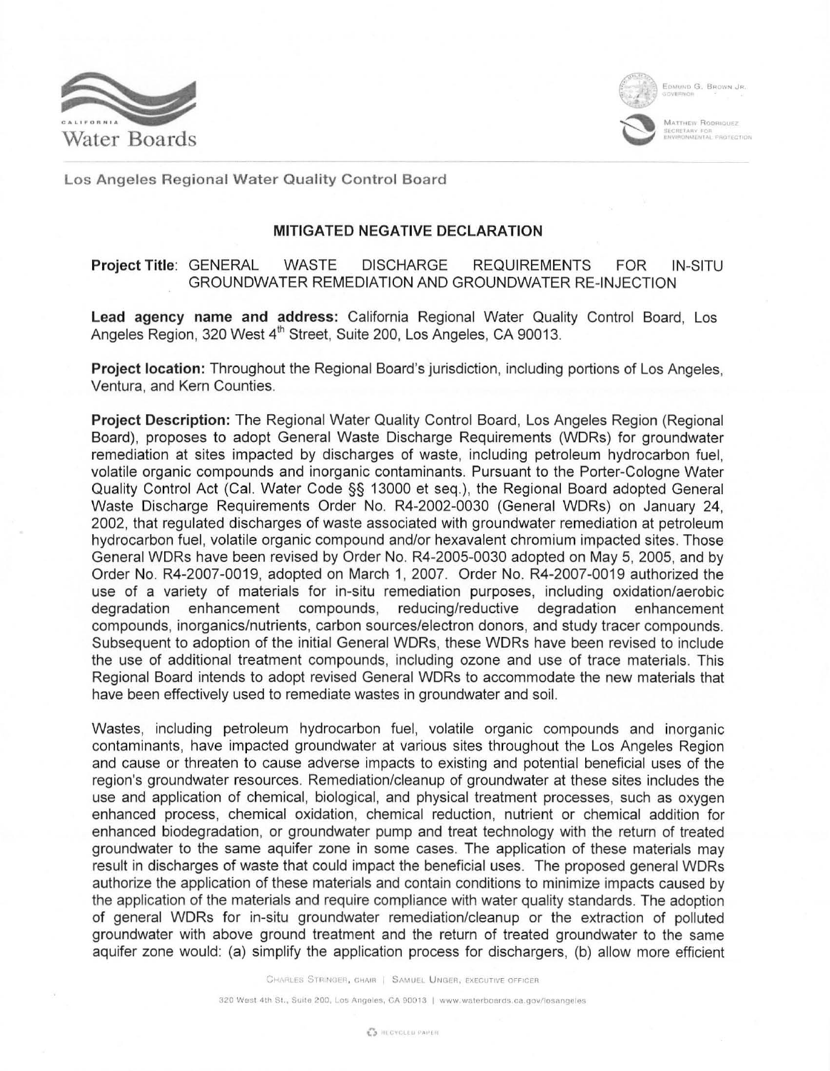Los Angeles Regional Water Quality Control Board

## MITIGATED NEGATIVE DECLARATION

**Project Title**: GENERAL WASTE DISCHARGE REQUIREMENTS FOR IN-SITU GROUNDWATER REMEDIATION AND GROUNDWATER RE-INJECTION

**Lead agency name and address:** California Regional Water Quality Control Board, Los Angeles Region, 320 West 4th Street, Suite 200, Los Angeles, CA 90013.

**Project location:** Throughout the Regional Board's jurisdiction, including portions of Los Angeles, Ventura, and Kern Counties.

**Project Description:** The Regional Water Quality Control Board, Los Angeles Region (Regional Board), proposes to adopt General Waste Discharge Requirements (WDRs) for groundwater remediation at sites impacted by discharges of waste, including petroleum hydrocarbon fuel, volatile organic compounds and inorganic contaminants. Pursuant to the Porter-Cologne Water Quality Control Act (Cal. Water Code §§ 13000 et seq.), the Regional Board adopted General Waste Discharge Requirements Order No. R4-2002-0030 (General WDRs) on January 24, 2002, that regulated discharges of waste associated with groundwater remediation at petroleum hydrocarbon fuel, volatile organic compound and/or hexavalent chromium impacted sites. Those General WDRs have been revised by Order No. R4-2005-0030 adopted on May 5, 2005, and by Order No. R4-2007-0019, adopted on March 1, 2007. Order No. R4-2007-0019 authorized the use of a variety of materials for in-situ remediation purposes, including oxidation/aerobic degradation enhancement compounds, reducing/reductive degradation enhancement compounds, inorganics/nutrients, carbon sources/electron donors, and study tracer compounds. Subsequent to adoption of the initial General WDRs, these WDRs have been revised to include the use of additional treatment compounds, including ozone and use of trace materials. This Regional Board intends to adopt revised General WDRs to accommodate the new materials that have been effectively used to remediate wastes in groundwater and soil.

Wastes, including petroleum hydrocarbon fuel, volatile organic compounds and inorganic contaminants, have impacted groundwater at various sites throughout the Los Angeles Region and cause or threaten to cause adverse impacts to existing and potential beneficial uses of the region's groundwater resources. Remediation/cleanup of groundwater at these sites includes the use and application of chemical, biological, and physical treatment processes, such as oxygen enhanced process, chemical oxidation, chemical reduction, nutrient or chemical addition for enhanced biodegradation, or groundwater pump and treat technology with the return of treated groundwater to the same aquifer zone in some cases. The application of these materials may result in discharges of waste that could impact the beneficial uses. The proposed general WDRs authorize the application of these materials and contain conditions to minimize impacts caused by the application of the materials and require compliance with water quality standards. The adoption of general WDRs for in-situ groundwater remediation/cleanup or the extraction of polluted groundwater with above ground treatment and the return of treated groundwater to the same aquifer zone would: (a) simplify the application process for dischargers, (b) allow more efficient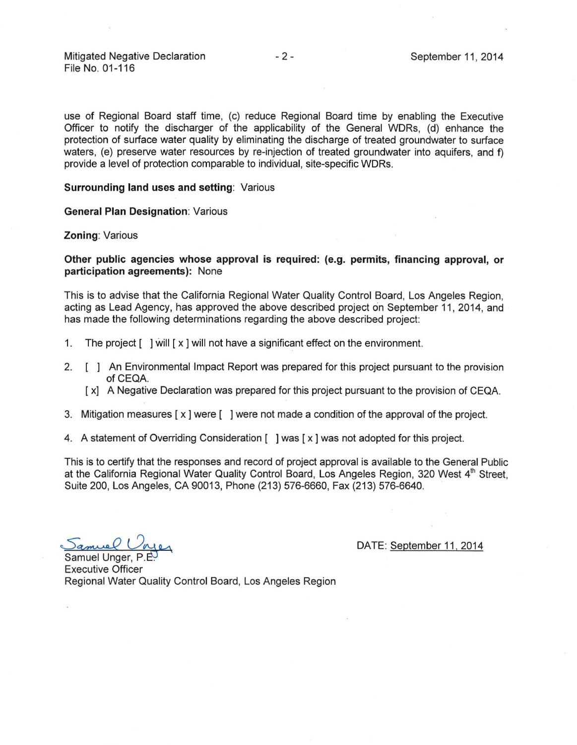use of Regional Board staff time, (c) reduce Regional Board time by enabling the Executive Officer to notify the discharger of the applicability of the General WDRs, (d) enhance the protection of surface water quality by eliminating the discharge of treated groundwater to surface waters, (e) preserve water resources by re-injection of treated groundwater into aquifers, and f) provide a level of protection comparable to individual, site-specific WDRs.

**Surrounding land uses and setting**: Various

**General Plan Designation**: Various

**Zoning**: Various

**Other public agencies whose approval is required: (e.g. permits, financing approval, or participation agreements):** None

This is to advise that the California Regional Water Quality Control Board, Los Angeles Region, acting as Lead Agency, has approved the above described project on September 11, 2014, and has made the following determinations regarding the above described project:

1. The project [ ] will [ x ] will not have a significant effect on the environment.
2. [ ] An Environmental Impact Report was prepared for this project pursuant to the provision of CEQA.
   [ x] A Negative Declaration was prepared for this project pursuant to the provision of CEQA.
3. Mitigation measures [ x ] were [ ] were not made a condition of the approval of the project.
4. A statement of Overriding Consideration [ ] was [ x ] was not adopted for this project.

This is to certify that the responses and record of project approval is available to the General Public at the California Regional Water Quality Control Board, Los Angeles Region, 320 West 4th Street, Suite 200, Los Angeles, CA 90013, Phone (213) 576-6660, Fax (213) 576-6640.

Samuel Unger, P.E.
Executive Officer
Regional Water Quality Control Board, Los Angeles Region

DATE: September 11, 2014